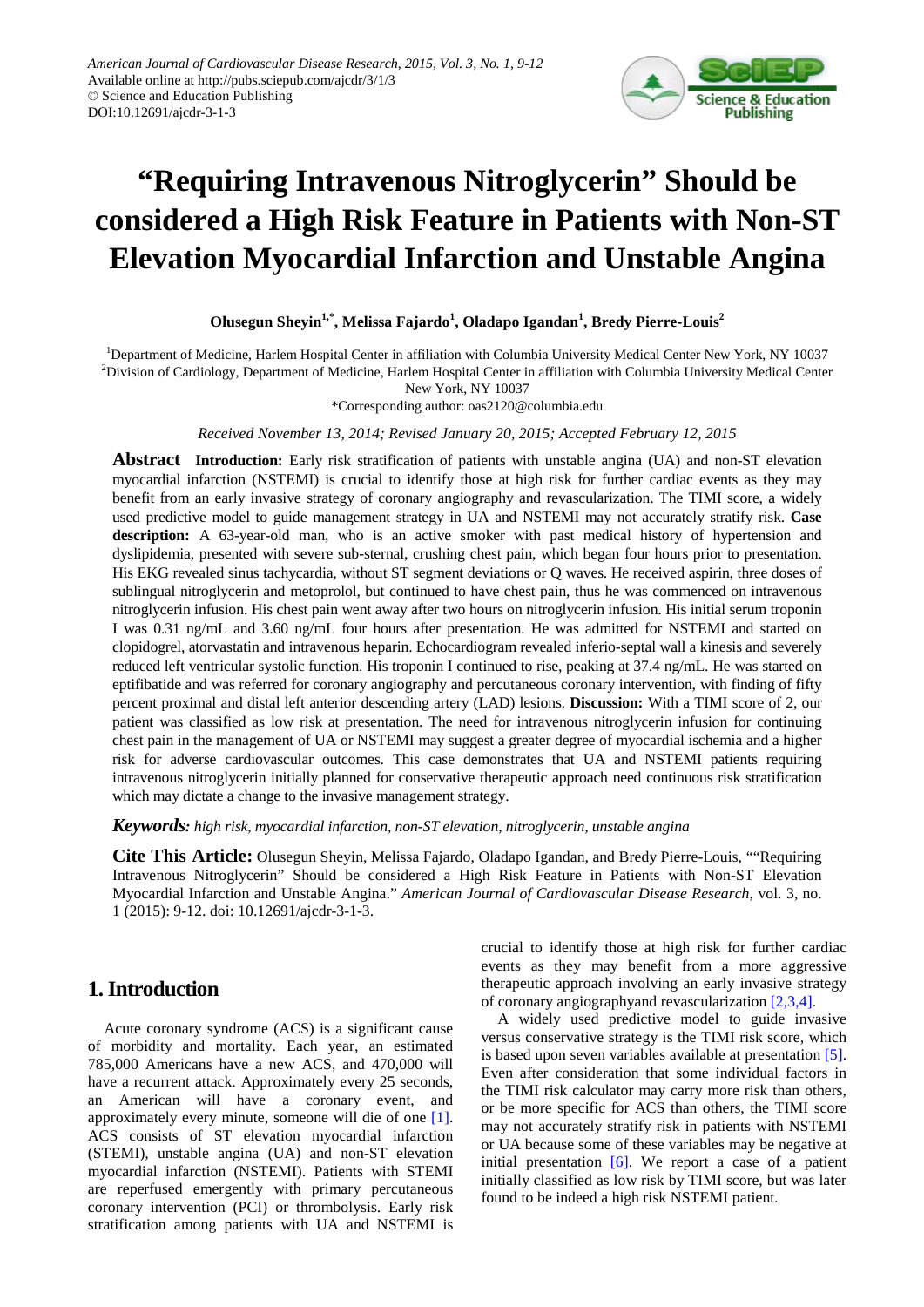# "Requiring Intravenous Nitroglycerin" Should be considered a High Risk Feature in Patients with Non-ST Elevation Myocardial Infarction and Unstable Angina

**Olusegun Sheyin[1,*], Melissa Fajardo[1], Oladapo Igandan[1], Bredy Pierre-Louis[2]**

[1]Department of Medicine, Harlem Hospital Center in affiliation with Columbia University Medical Center New York, NY 10037
[2]Division of Cardiology, Department of Medicine, Harlem Hospital Center in affiliation with Columbia University Medical Center New York, NY 10037
*Corresponding author: oas2120@columbia.edu

*Received November 13, 2014; Revised January 20, 2015; Accepted February 12, 2015*

**Abstract** **Introduction:** Early risk stratification of patients with unstable angina (UA) and non-ST elevation myocardial infarction (NSTEMI) is crucial to identify those at high risk for further cardiac events as they may benefit from an early invasive strategy of coronary angiography and revascularization. The TIMI score, a widely used predictive model to guide management strategy in UA and NSTEMI may not accurately stratify risk. **Case description:** A 63-year-old man, who is an active smoker with past medical history of hypertension and dyslipidemia, presented with severe sub-sternal, crushing chest pain, which began four hours prior to presentation. His EKG revealed sinus tachycardia, without ST segment deviations or Q waves. He received aspirin, three doses of sublingual nitroglycerin and metoprolol, but continued to have chest pain, thus he was commenced on intravenous nitroglycerin infusion. His chest pain went away after two hours on nitroglycerin infusion. His initial serum troponin I was 0.31 ng/mL and 3.60 ng/mL four hours after presentation. He was admitted for NSTEMI and started on clopidogrel, atorvastatin and intravenous heparin. Echocardiogram revealed inferio-septal wall a kinesis and severely reduced left ventricular systolic function. His troponin I continued to rise, peaking at 37.4 ng/mL. He was started on eptifibatide and was referred for coronary angiography and percutaneous coronary intervention, with finding of fifty percent proximal and distal left anterior descending artery (LAD) lesions. **Discussion:** With a TIMI score of 2, our patient was classified as low risk at presentation. The need for intravenous nitroglycerin infusion for continuing chest pain in the management of UA or NSTEMI may suggest a greater degree of myocardial ischemia and a higher risk for adverse cardiovascular outcomes. This case demonstrates that UA and NSTEMI patients requiring intravenous nitroglycerin initially planned for conservative therapeutic approach need continuous risk stratification which may dictate a change to the invasive management strategy.

***Keywords:*** *high risk, myocardial infarction, non-ST elevation, nitroglycerin, unstable angina*

**Cite This Article:** Olusegun Sheyin, Melissa Fajardo, Oladapo Igandan, and Bredy Pierre-Louis, ""Requiring Intravenous Nitroglycerin" Should be considered a High Risk Feature in Patients with Non-ST Elevation Myocardial Infarction and Unstable Angina." *American Journal of Cardiovascular Disease Research*, vol. 3, no. 1 (2015): 9-12. doi: 10.12691/ajcdr-3-1-3.

## 1. Introduction

Acute coronary syndrome (ACS) is a significant cause of morbidity and mortality. Each year, an estimated 785,000 Americans have a new ACS, and 470,000 will have a recurrent attack. Approximately every 25 seconds, an American will have a coronary event, and approximately every minute, someone will die of one [1]. ACS consists of ST elevation myocardial infarction (STEMI), unstable angina (UA) and non-ST elevation myocardial infarction (NSTEMI). Patients with STEMI are reperfused emergently with primary percutaneous coronary intervention (PCI) or thrombolysis. Early risk stratification among patients with UA and NSTEMI is crucial to identify those at high risk for further cardiac events as they may benefit from a more aggressive therapeutic approach involving an early invasive strategy of coronary angiographyand revascularization [2,3,4].

A widely used predictive model to guide invasive versus conservative strategy is the TIMI risk score, which is based upon seven variables available at presentation [5]. Even after consideration that some individual factors in the TIMI risk calculator may carry more risk than others, or be more specific for ACS than others, the TIMI score may not accurately stratify risk in patients with NSTEMI or UA because some of these variables may be negative at initial presentation [6]. We report a case of a patient initially classified as low risk by TIMI score, but was later found to be indeed a high risk NSTEMI patient.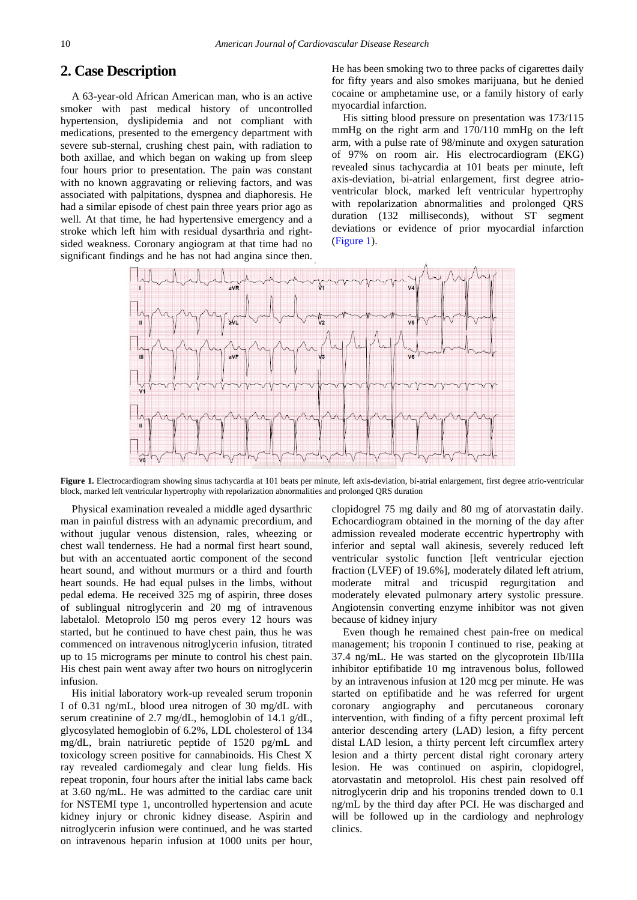## 2. Case Description

A 63-year-old African American man, who is an active smoker with past medical history of uncontrolled hypertension, dyslipidemia and not compliant with medications, presented to the emergency department with severe sub-sternal, crushing chest pain, with radiation to both axillae, and which began on waking up from sleep four hours prior to presentation. The pain was constant with no known aggravating or relieving factors, and was associated with palpitations, dyspnea and diaphoresis. He had a similar episode of chest pain three years prior ago as well. At that time, he had hypertensive emergency and a stroke which left him with residual dysarthria and right-sided weakness. Coronary angiogram at that time had no significant findings and he has not had angina since then. He has been smoking two to three packs of cigarettes daily for fifty years and also smokes marijuana, but he denied cocaine or amphetamine use, or a family history of early myocardial infarction.

His sitting blood pressure on presentation was 173/115 mmHg on the right arm and 170/110 mmHg on the left arm, with a pulse rate of 98/minute and oxygen saturation of 97% on room air. His electrocardiogram (EKG) revealed sinus tachycardia at 101 beats per minute, left axis-deviation, bi-atrial enlargement, first degree atrio-ventricular block, marked left ventricular hypertrophy with repolarization abnormalities and prolonged QRS duration (132 milliseconds), without ST segment deviations or evidence of prior myocardial infarction (Figure 1).

**Figure 1.** Electrocardiogram showing sinus tachycardia at 101 beats per minute, left axis-deviation, bi-atrial enlargement, first degree atrio-ventricular block, marked left ventricular hypertrophy with repolarization abnormalities and prolonged QRS duration

Physical examination revealed a middle aged dysarthric man in painful distress with an adynamic precordium, and without jugular venous distension, rales, wheezing or chest wall tenderness. He had a normal first heart sound, but with an accentuated aortic component of the second heart sound, and without murmurs or a third and fourth heart sounds. He had equal pulses in the limbs, without pedal edema. He received 325 mg of aspirin, three doses of sublingual nitroglycerin and 20 mg of intravenous labetalol. Metoprolo l50 mg peros every 12 hours was started, but he continued to have chest pain, thus he was commenced on intravenous nitroglycerin infusion, titrated up to 15 micrograms per minute to control his chest pain. His chest pain went away after two hours on nitroglycerin infusion.

His initial laboratory work-up revealed serum troponin I of 0.31 ng/mL, blood urea nitrogen of 30 mg/dL with serum creatinine of 2.7 mg/dL, hemoglobin of 14.1 g/dL, glycosylated hemoglobin of 6.2%, LDL cholesterol of 134 mg/dL, brain natriuretic peptide of 1520 pg/mL and toxicology screen positive for cannabinoids. His Chest X ray revealed cardiomegaly and clear lung fields. His repeat troponin, four hours after the initial labs came back at 3.60 ng/mL. He was admitted to the cardiac care unit for NSTEMI type 1, uncontrolled hypertension and acute kidney injury or chronic kidney disease. Aspirin and nitroglycerin infusion were continued, and he was started on intravenous heparin infusion at 1000 units per hour, clopidogrel 75 mg daily and 80 mg of atorvastatin daily. Echocardiogram obtained in the morning of the day after admission revealed moderate eccentric hypertrophy with inferior and septal wall akinesis, severely reduced left ventricular systolic function [left ventricular ejection fraction (LVEF) of 19.6%], moderately dilated left atrium, moderate mitral and tricuspid regurgitation and moderately elevated pulmonary artery systolic pressure. Angiotensin converting enzyme inhibitor was not given because of kidney injury

Even though he remained chest pain-free on medical management; his troponin I continued to rise, peaking at 37.4 ng/mL. He was started on the glycoprotein IIb/IIIa inhibitor eptifibatide 10 mg intravenous bolus, followed by an intravenous infusion at 120 mcg per minute. He was started on eptifibatide and he was referred for urgent coronary angiography and percutaneous coronary intervention, with finding of a fifty percent proximal left anterior descending artery (LAD) lesion, a fifty percent distal LAD lesion, a thirty percent left circumflex artery lesion and a thirty percent distal right coronary artery lesion. He was continued on aspirin, clopidogrel, atorvastatin and metoprolol. His chest pain resolved off nitroglycerin drip and his troponins trended down to 0.1 ng/mL by the third day after PCI. He was discharged and will be followed up in the cardiology and nephrology clinics.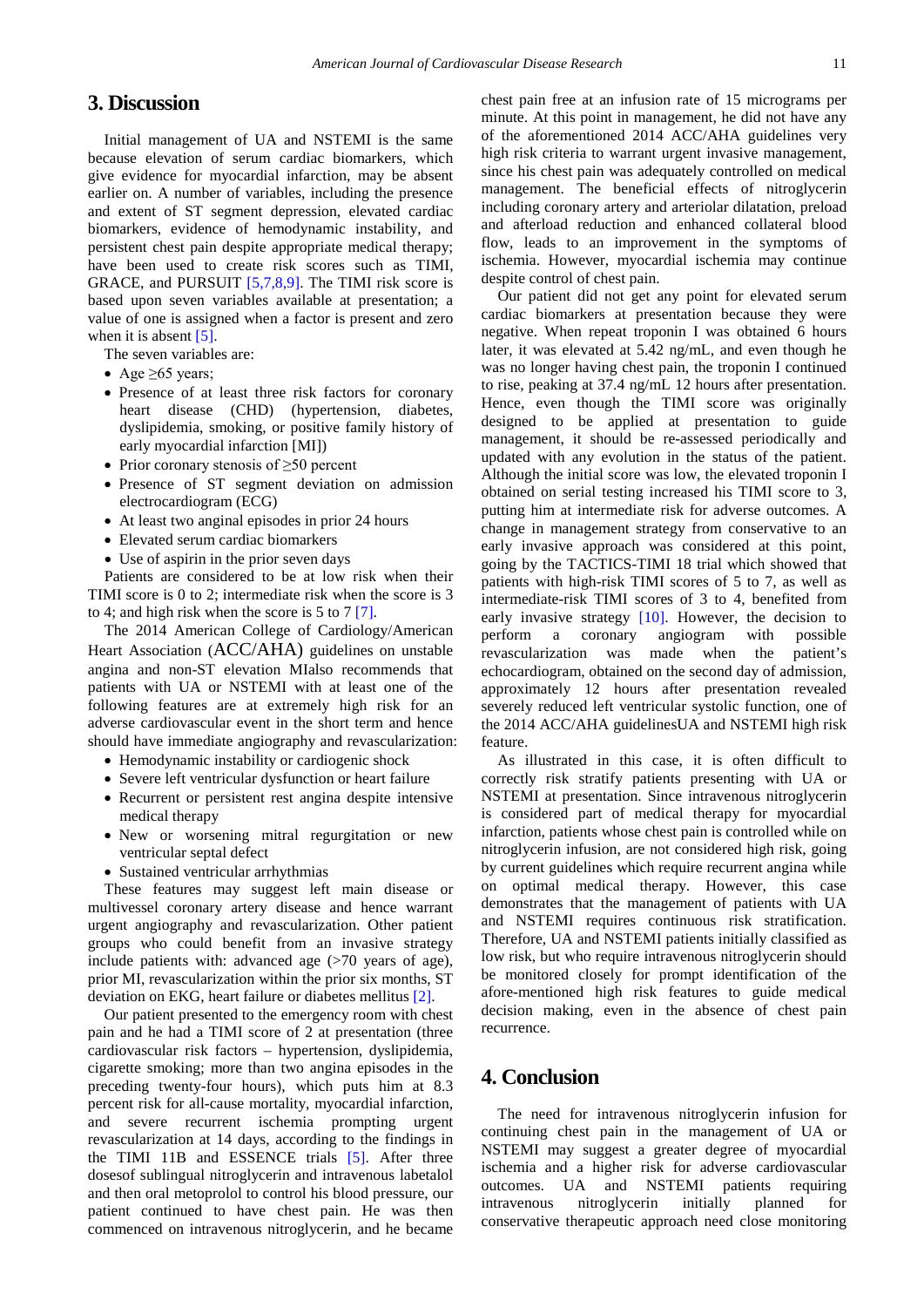## 3. Discussion

Initial management of UA and NSTEMI is the same because elevation of serum cardiac biomarkers, which give evidence for myocardial infarction, may be absent earlier on. A number of variables, including the presence and extent of ST segment depression, elevated cardiac biomarkers, evidence of hemodynamic instability, and persistent chest pain despite appropriate medical therapy; have been used to create risk scores such as TIMI, GRACE, and PURSUIT [5,7,8,9]. The TIMI risk score is based upon seven variables available at presentation; a value of one is assigned when a factor is present and zero when it is absent [5].

The seven variables are:

- Age ≥65 years;
- Presence of at least three risk factors for coronary heart disease (CHD) (hypertension, diabetes, dyslipidemia, smoking, or positive family history of early myocardial infarction [MI])
- Prior coronary stenosis of ≥50 percent
- Presence of ST segment deviation on admission electrocardiogram (ECG)
- At least two anginal episodes in prior 24 hours
- Elevated serum cardiac biomarkers
- Use of aspirin in the prior seven days

Patients are considered to be at low risk when their TIMI score is 0 to 2; intermediate risk when the score is 3 to 4; and high risk when the score is 5 to 7 [7].

The 2014 American College of Cardiology/American Heart Association (ACC/AHA) guidelines on unstable angina and non-ST elevation MIalso recommends that patients with UA or NSTEMI with at least one of the following features are at extremely high risk for an adverse cardiovascular event in the short term and hence should have immediate angiography and revascularization:

- Hemodynamic instability or cardiogenic shock
- Severe left ventricular dysfunction or heart failure
- Recurrent or persistent rest angina despite intensive medical therapy
- New or worsening mitral regurgitation or new ventricular septal defect
- Sustained ventricular arrhythmias

These features may suggest left main disease or multivessel coronary artery disease and hence warrant urgent angiography and revascularization. Other patient groups who could benefit from an invasive strategy include patients with: advanced age (>70 years of age), prior MI, revascularization within the prior six months, ST deviation on EKG, heart failure or diabetes mellitus [2].

Our patient presented to the emergency room with chest pain and he had a TIMI score of 2 at presentation (three cardiovascular risk factors – hypertension, dyslipidemia, cigarette smoking; more than two angina episodes in the preceding twenty-four hours), which puts him at 8.3 percent risk for all-cause mortality, myocardial infarction, and severe recurrent ischemia prompting urgent revascularization at 14 days, according to the findings in the TIMI 11B and ESSENCE trials [5]. After three dosesof sublingual nitroglycerin and intravenous labetalol and then oral metoprolol to control his blood pressure, our patient continued to have chest pain. He was then commenced on intravenous nitroglycerin, and he became chest pain free at an infusion rate of 15 micrograms per minute. At this point in management, he did not have any of the aforementioned 2014 ACC/AHA guidelines very high risk criteria to warrant urgent invasive management, since his chest pain was adequately controlled on medical management. The beneficial effects of nitroglycerin including coronary artery and arteriolar dilatation, preload and afterload reduction and enhanced collateral blood flow, leads to an improvement in the symptoms of ischemia. However, myocardial ischemia may continue despite control of chest pain.

Our patient did not get any point for elevated serum cardiac biomarkers at presentation because they were negative. When repeat troponin I was obtained 6 hours later, it was elevated at 5.42 ng/mL, and even though he was no longer having chest pain, the troponin I continued to rise, peaking at 37.4 ng/mL 12 hours after presentation. Hence, even though the TIMI score was originally designed to be applied at presentation to guide management, it should be re-assessed periodically and updated with any evolution in the status of the patient. Although the initial score was low, the elevated troponin I obtained on serial testing increased his TIMI score to 3, putting him at intermediate risk for adverse outcomes. A change in management strategy from conservative to an early invasive approach was considered at this point, going by the TACTICS-TIMI 18 trial which showed that patients with high-risk TIMI scores of 5 to 7, as well as intermediate-risk TIMI scores of 3 to 4, benefited from early invasive strategy [10]. However, the decision to perform a coronary angiogram with possible revascularization was made when the patient's echocardiogram, obtained on the second day of admission, approximately 12 hours after presentation revealed severely reduced left ventricular systolic function, one of the 2014 ACC/AHA guidelinesUA and NSTEMI high risk feature.

As illustrated in this case, it is often difficult to correctly risk stratify patients presenting with UA or NSTEMI at presentation. Since intravenous nitroglycerin is considered part of medical therapy for myocardial infarction, patients whose chest pain is controlled while on nitroglycerin infusion, are not considered high risk, going by current guidelines which require recurrent angina while on optimal medical therapy. However, this case demonstrates that the management of patients with UA and NSTEMI requires continuous risk stratification. Therefore, UA and NSTEMI patients initially classified as low risk, but who require intravenous nitroglycerin should be monitored closely for prompt identification of the afore-mentioned high risk features to guide medical decision making, even in the absence of chest pain recurrence.

## 4. Conclusion

The need for intravenous nitroglycerin infusion for continuing chest pain in the management of UA or NSTEMI may suggest a greater degree of myocardial ischemia and a higher risk for adverse cardiovascular outcomes. UA and NSTEMI patients requiring intravenous nitroglycerin initially planned for conservative therapeutic approach need close monitoring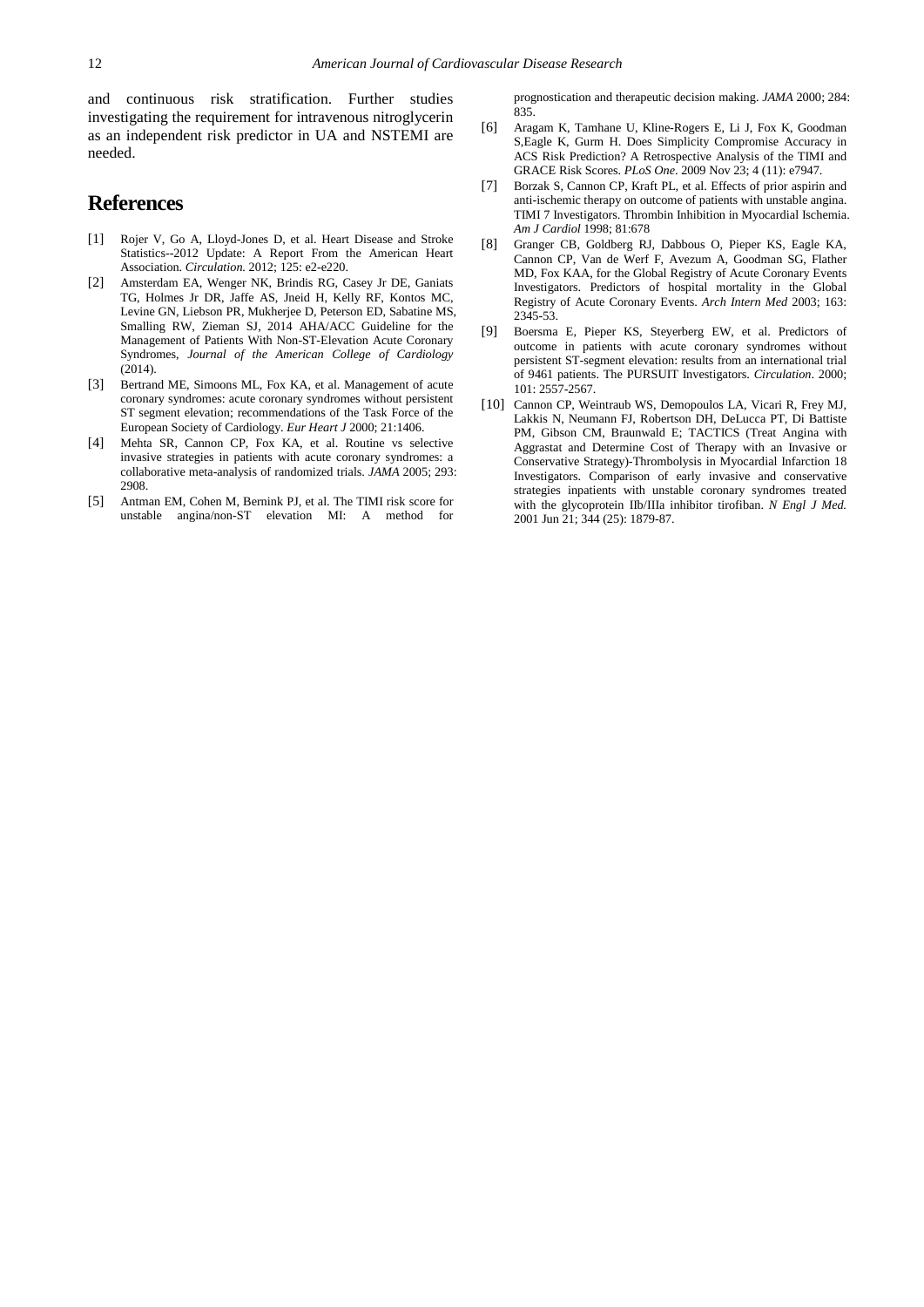and continuous risk stratification. Further studies investigating the requirement for intravenous nitroglycerin as an independent risk predictor in UA and NSTEMI are needed.

## References

[1] Rojer V, Go A, Lloyd-Jones D, et al. Heart Disease and Stroke Statistics--2012 Update: A Report From the American Heart Association. *Circulation.* 2012; 125: e2-e220.

[2] Amsterdam EA, Wenger NK, Brindis RG, Casey Jr DE, Ganiats TG, Holmes Jr DR, Jaffe AS, Jneid H, Kelly RF, Kontos MC, Levine GN, Liebson PR, Mukherjee D, Peterson ED, Sabatine MS, Smalling RW, Zieman SJ, 2014 AHA/ACC Guideline for the Management of Patients With Non-ST-Elevation Acute Coronary Syndromes, *Journal of the American College of Cardiology* (2014).

[3] Bertrand ME, Simoons ML, Fox KA, et al. Management of acute coronary syndromes: acute coronary syndromes without persistent ST segment elevation; recommendations of the Task Force of the European Society of Cardiology. *Eur Heart J* 2000; 21:1406.

[4] Mehta SR, Cannon CP, Fox KA, et al. Routine vs selective invasive strategies in patients with acute coronary syndromes: a collaborative meta-analysis of randomized trials. *JAMA* 2005; 293: 2908.

[5] Antman EM, Cohen M, Bernink PJ, et al. The TIMI risk score for unstable angina/non-ST elevation MI: A method for prognostication and therapeutic decision making. *JAMA* 2000; 284: 835.

[6] Aragam K, Tamhane U, Kline-Rogers E, Li J, Fox K, Goodman S,Eagle K, Gurm H. Does Simplicity Compromise Accuracy in ACS Risk Prediction? A Retrospective Analysis of the TIMI and GRACE Risk Scores. *PLoS One*. 2009 Nov 23; 4 (11): e7947.

[7] Borzak S, Cannon CP, Kraft PL, et al. Effects of prior aspirin and anti-ischemic therapy on outcome of patients with unstable angina. TIMI 7 Investigators. Thrombin Inhibition in Myocardial Ischemia. *Am J Cardiol* 1998; 81:678

[8] Granger CB, Goldberg RJ, Dabbous O, Pieper KS, Eagle KA, Cannon CP, Van de Werf F, Avezum A, Goodman SG, Flather MD, Fox KAA, for the Global Registry of Acute Coronary Events Investigators. Predictors of hospital mortality in the Global Registry of Acute Coronary Events. *Arch Intern Med* 2003; 163: 2345-53.

[9] Boersma E, Pieper KS, Steyerberg EW, et al. Predictors of outcome in patients with acute coronary syndromes without persistent ST-segment elevation: results from an international trial of 9461 patients. The PURSUIT Investigators. *Circulation*. 2000; 101: 2557-2567.

[10] Cannon CP, Weintraub WS, Demopoulos LA, Vicari R, Frey MJ, Lakkis N, Neumann FJ, Robertson DH, DeLucca PT, Di Battiste PM, Gibson CM, Braunwald E; TACTICS (Treat Angina with Aggrastat and Determine Cost of Therapy with an Invasive or Conservative Strategy)-Thrombolysis in Myocardial Infarction 18 Investigators. Comparison of early invasive and conservative strategies inpatients with unstable coronary syndromes treated with the glycoprotein IIb/IIIa inhibitor tirofiban. *N Engl J Med.* 2001 Jun 21; 344 (25): 1879-87.